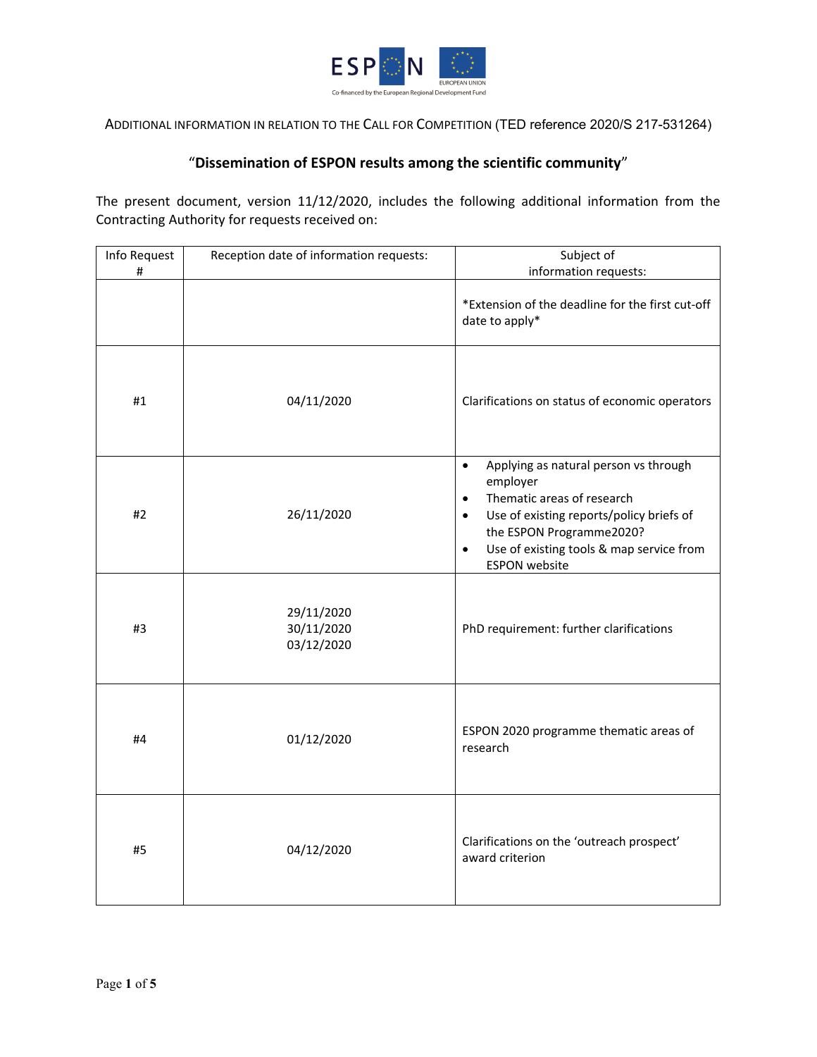ADDITIONAL INFORMATION IN RELATION TO THE CALL FOR COMPETITION (TED reference 2020/S 217-531264)

## "Dissemination of ESPON results among the scientific community"

The present document, version 11/12/2020, includes the following additional information from the Contracting Authority for requests received on:

| Info Request # | Reception date of information requests: | Subject of information requests: |
|---|---|---|
| | | *Extension of the deadline for the first cut-off date to apply* |
| #1 | 04/11/2020 | Clarifications on status of economic operators |
| #2 | 26/11/2020 | • Applying as natural person vs through employer<br>• Thematic areas of research<br>• Use of existing reports/policy briefs of the ESPON Programme2020?<br>• Use of existing tools & map service from ESPON website |
| #3 | 29/11/2020<br>30/11/2020<br>03/12/2020 | PhD requirement: further clarifications |
| #4 | 01/12/2020 | ESPON 2020 programme thematic areas of research |
| #5 | 04/12/2020 | Clarifications on the 'outreach prospect' award criterion |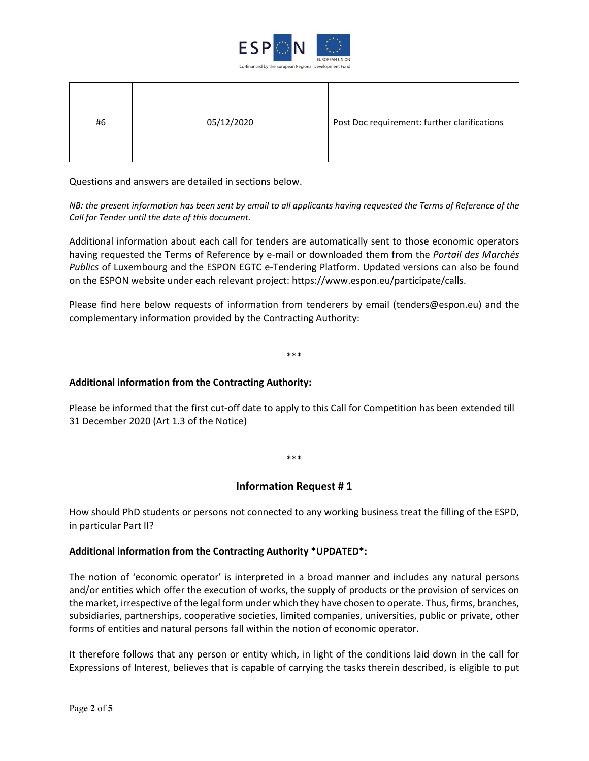| #6 | 05/12/2020 | Post Doc requirement: further clarifications |
|---|---|---|

Questions and answers are detailed in sections below.

*NB: the present information has been sent by email to all applicants having requested the Terms of Reference of the Call for Tender until the date of this document.*

Additional information about each call for tenders are automatically sent to those economic operators having requested the Terms of Reference by e-mail or downloaded them from the *Portail des Marchés Publics* of Luxembourg and the ESPON EGTC e-Tendering Platform. Updated versions can also be found on the ESPON website under each relevant project: https://www.espon.eu/participate/calls.

Please find here below requests of information from tenderers by email (tenders@espon.eu) and the complementary information provided by the Contracting Authority:

\*\*\*

**Additional information from the Contracting Authority:**

Please be informed that the first cut-off date to apply to this Call for Competition has been extended till 31 December 2020 (Art 1.3 of the Notice)

\*\*\*

## Information Request # 1

How should PhD students or persons not connected to any working business treat the filling of the ESPD, in particular Part II?

**Additional information from the Contracting Authority \*UPDATED\*:**

The notion of 'economic operator' is interpreted in a broad manner and includes any natural persons and/or entities which offer the execution of works, the supply of products or the provision of services on the market, irrespective of the legal form under which they have chosen to operate. Thus, firms, branches, subsidiaries, partnerships, cooperative societies, limited companies, universities, public or private, other forms of entities and natural persons fall within the notion of economic operator.

It therefore follows that any person or entity which, in light of the conditions laid down in the call for Expressions of Interest, believes that is capable of carrying the tasks therein described, is eligible to put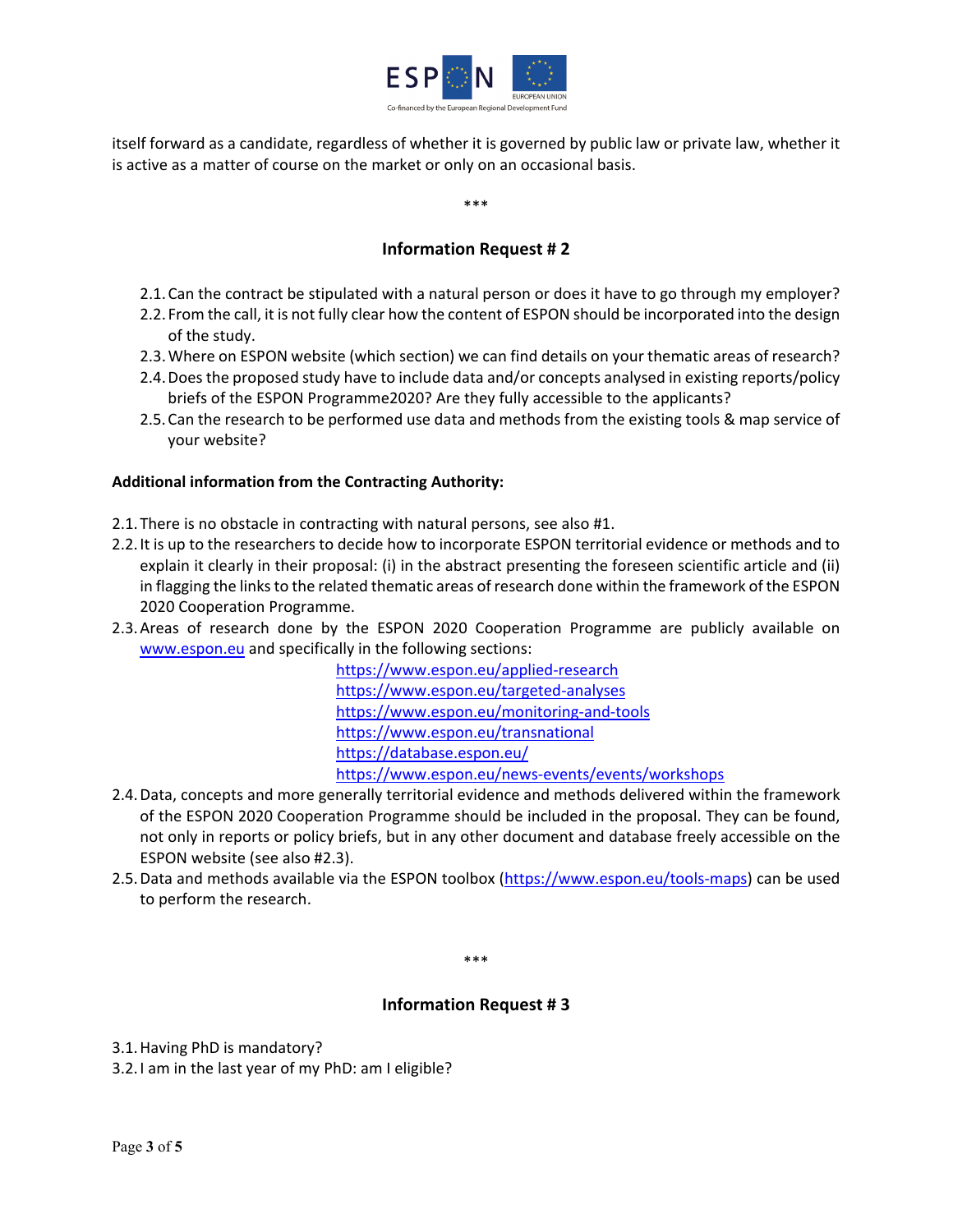itself forward as a candidate, regardless of whether it is governed by public law or private law, whether it is active as a matter of course on the market or only on an occasional basis.

***

## Information Request # 2

2.1. Can the contract be stipulated with a natural person or does it have to go through my employer?
2.2. From the call, it is not fully clear how the content of ESPON should be incorporated into the design of the study.
2.3. Where on ESPON website (which section) we can find details on your thematic areas of research?
2.4. Does the proposed study have to include data and/or concepts analysed in existing reports/policy briefs of the ESPON Programme2020? Are they fully accessible to the applicants?
2.5. Can the research to be performed use data and methods from the existing tools & map service of your website?

**Additional information from the Contracting Authority:**

2.1. There is no obstacle in contracting with natural persons, see also #1.
2.2. It is up to the researchers to decide how to incorporate ESPON territorial evidence or methods and to explain it clearly in their proposal: (i) in the abstract presenting the foreseen scientific article and (ii) in flagging the links to the related thematic areas of research done within the framework of the ESPON 2020 Cooperation Programme.
2.3. Areas of research done by the ESPON 2020 Cooperation Programme are publicly available on www.espon.eu and specifically in the following sections:
   - https://www.espon.eu/applied-research
   - https://www.espon.eu/targeted-analyses
   - https://www.espon.eu/monitoring-and-tools
   - https://www.espon.eu/transnational
   - https://database.espon.eu/
   - https://www.espon.eu/news-events/events/workshops
2.4. Data, concepts and more generally territorial evidence and methods delivered within the framework of the ESPON 2020 Cooperation Programme should be included in the proposal. They can be found, not only in reports or policy briefs, but in any other document and database freely accessible on the ESPON website (see also #2.3).
2.5. Data and methods available via the ESPON toolbox (https://www.espon.eu/tools-maps) can be used to perform the research.

***

## Information Request # 3

3.1. Having PhD is mandatory?
3.2. I am in the last year of my PhD: am I eligible?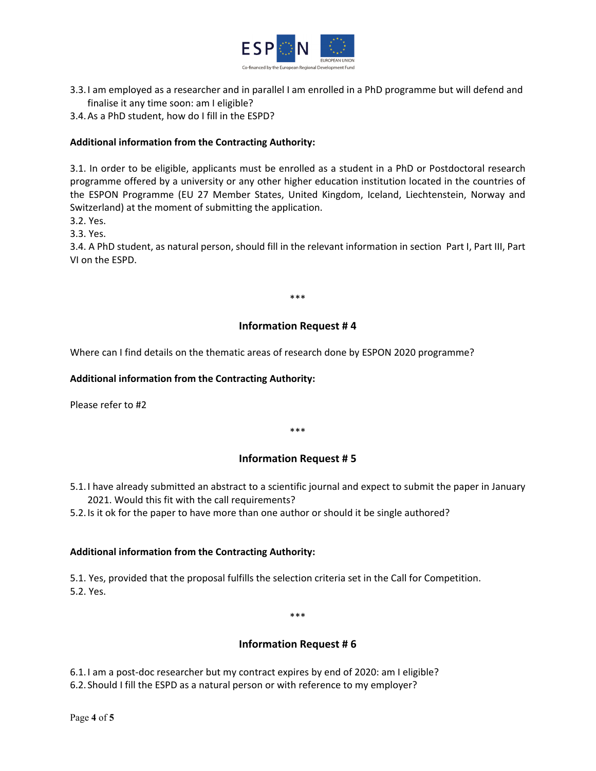3.3. I am employed as a researcher and in parallel I am enrolled in a PhD programme but will defend and finalise it any time soon: am I eligible?

3.4. As a PhD student, how do I fill in the ESPD?

**Additional information from the Contracting Authority:**

3.1. In order to be eligible, applicants must be enrolled as a student in a PhD or Postdoctoral research programme offered by a university or any other higher education institution located in the countries of the ESPON Programme (EU 27 Member States, United Kingdom, Iceland, Liechtenstein, Norway and Switzerland) at the moment of submitting the application.

3.2. Yes.

3.3. Yes.

3.4. A PhD student, as natural person, should fill in the relevant information in section Part I, Part III, Part VI on the ESPD.

\*\*\*

## Information Request # 4

Where can I find details on the thematic areas of research done by ESPON 2020 programme?

**Additional information from the Contracting Authority:**

Please refer to #2

\*\*\*

## Information Request # 5

5.1. I have already submitted an abstract to a scientific journal and expect to submit the paper in January 2021. Would this fit with the call requirements?

5.2. Is it ok for the paper to have more than one author or should it be single authored?

**Additional information from the Contracting Authority:**

5.1. Yes, provided that the proposal fulfills the selection criteria set in the Call for Competition.

5.2. Yes.

\*\*\*

## Information Request # 6

6.1. I am a post-doc researcher but my contract expires by end of 2020: am I eligible?

6.2. Should I fill the ESPD as a natural person or with reference to my employer?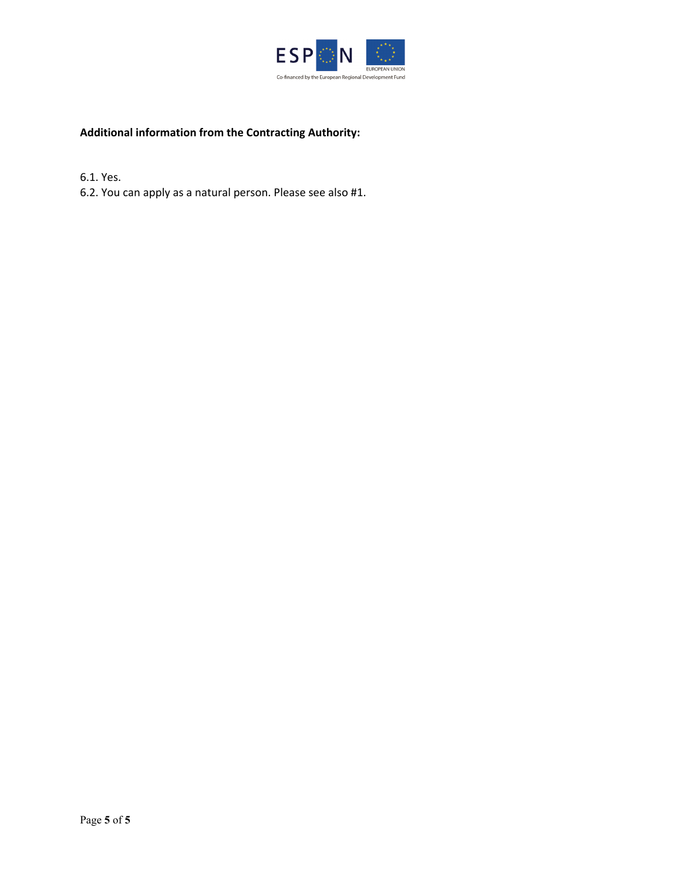**Additional information from the Contracting Authority:**

6.1. Yes.
6.2. You can apply as a natural person. Please see also #1.